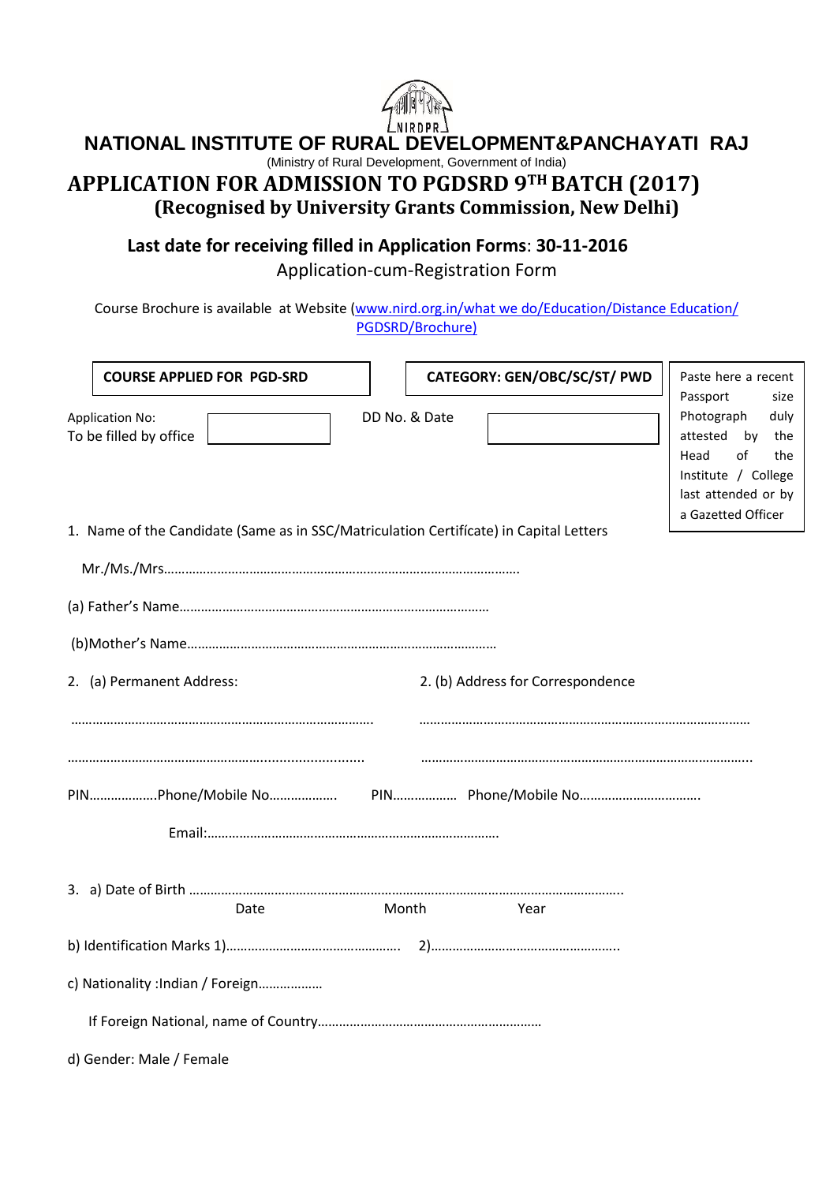NIRDPR

# NATIONAL INSTITUTE OF RURAL DEVELOPMENT&PANCHAYATI RAJ

(Ministry of Rural Development, Government of India)

# APPLICATION FOR ADMISSION TO PGDSRD 9TH BATCH (2017)

## (Recognised by University Grants Commission, New Delhi)

**Last date for receiving filled in Application Forms: 30-11-2016**

Application-cum-Registration Form

Course Brochure is available at Website (www.nird.org.in/what we do/Education/Distance Education/PGDSRD/Brochure)

| COURSE APPLIED FOR PGD-SRD | CATEGORY: GEN/OBC/SC/ST/ PWD | Paste here a recent Passport size Photograph duly attested by the Head of the Institute / College last attended or by a Gazetted Officer |
|---|---|---|

Application No: To be filled by office &nbsp;&nbsp;&nbsp;&nbsp; DD No. & Date

1. Name of the Candidate (Same as in SSC/Matriculation Certificate) in Capital Letters

   Mr./Ms./Mrs……………………………………………………………………………………

(a) Father's Name……………………………………………………………………

(b)Mother's Name……………………………………………………………………

2. (a) Permanent Address:

………………………………………………………………………

………………………………………………………………………

PIN……………….Phone/Mobile No……………….

2. (b) Address for Correspondence

………………………………………………………………………

………………………………………………………………………

PIN……………… Phone/Mobile No…………………………….

Email:……………………………………………………………………

3. a) Date of Birth …………………………………………………………………………………………………..

   Date &nbsp;&nbsp;&nbsp;&nbsp; Month &nbsp;&nbsp;&nbsp;&nbsp; Year

b) Identification Marks 1)…………………………………………. 2)……………………………………………..

c) Nationality :Indian / Foreign………………

   If Foreign National, name of Country……………………………………………………

d) Gender: Male / Female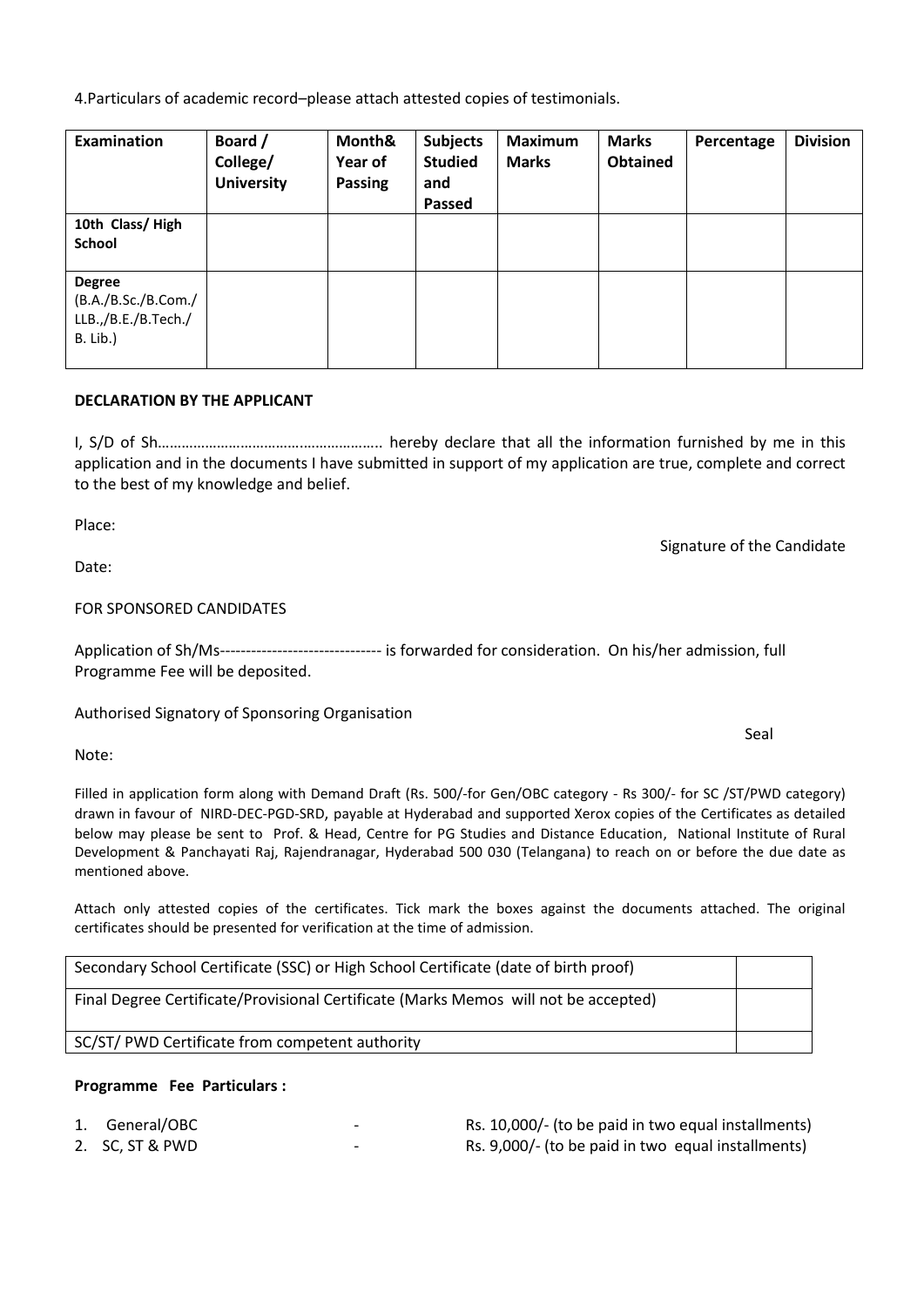4.Particulars of academic record–please attach attested copies of testimonials.

| Examination | Board / College/ University | Month& Year of Passing | Subjects Studied and Passed | Maximum Marks | Marks Obtained | Percentage | Division |
|---|---|---|---|---|---|---|---|
| **10th Class/ High School** | | | | | | | |
| **Degree** (B.A./B.Sc./B.Com./ LLB.,/B.E./B.Tech./ B. Lib.) | | | | | | | |

**DECLARATION BY THE APPLICANT**

I, S/D of Sh……………………………………………….. hereby declare that all the information furnished by me in this application and in the documents I have submitted in support of my application are true, complete and correct to the best of my knowledge and belief.

Place:

Signature of the Candidate

Date:

FOR SPONSORED CANDIDATES

Application of Sh/Ms------------------------------- is forwarded for consideration. On his/her admission, full Programme Fee will be deposited.

Authorised Signatory of Sponsoring Organisation

Seal

Note:

Filled in application form along with Demand Draft (Rs. 500/-for Gen/OBC category - Rs 300/- for SC /ST/PWD category) drawn in favour of NIRD-DEC-PGD-SRD, payable at Hyderabad and supported Xerox copies of the Certificates as detailed below may please be sent to Prof. & Head, Centre for PG Studies and Distance Education, National Institute of Rural Development & Panchayati Raj, Rajendranagar, Hyderabad 500 030 (Telangana) to reach on or before the due date as mentioned above.

Attach only attested copies of the certificates. Tick mark the boxes against the documents attached. The original certificates should be presented for verification at the time of admission.

| | |
|---|---|
| Secondary School Certificate (SSC) or High School Certificate (date of birth proof) | |
| Final Degree Certificate/Provisional Certificate (Marks Memos will not be accepted) | |
| SC/ST/ PWD Certificate from competent authority | |

**Programme Fee Particulars :**

1. General/OBC - Rs. 10,000/- (to be paid in two equal installments)
2. SC, ST & PWD - Rs. 9,000/- (to be paid in two equal installments)